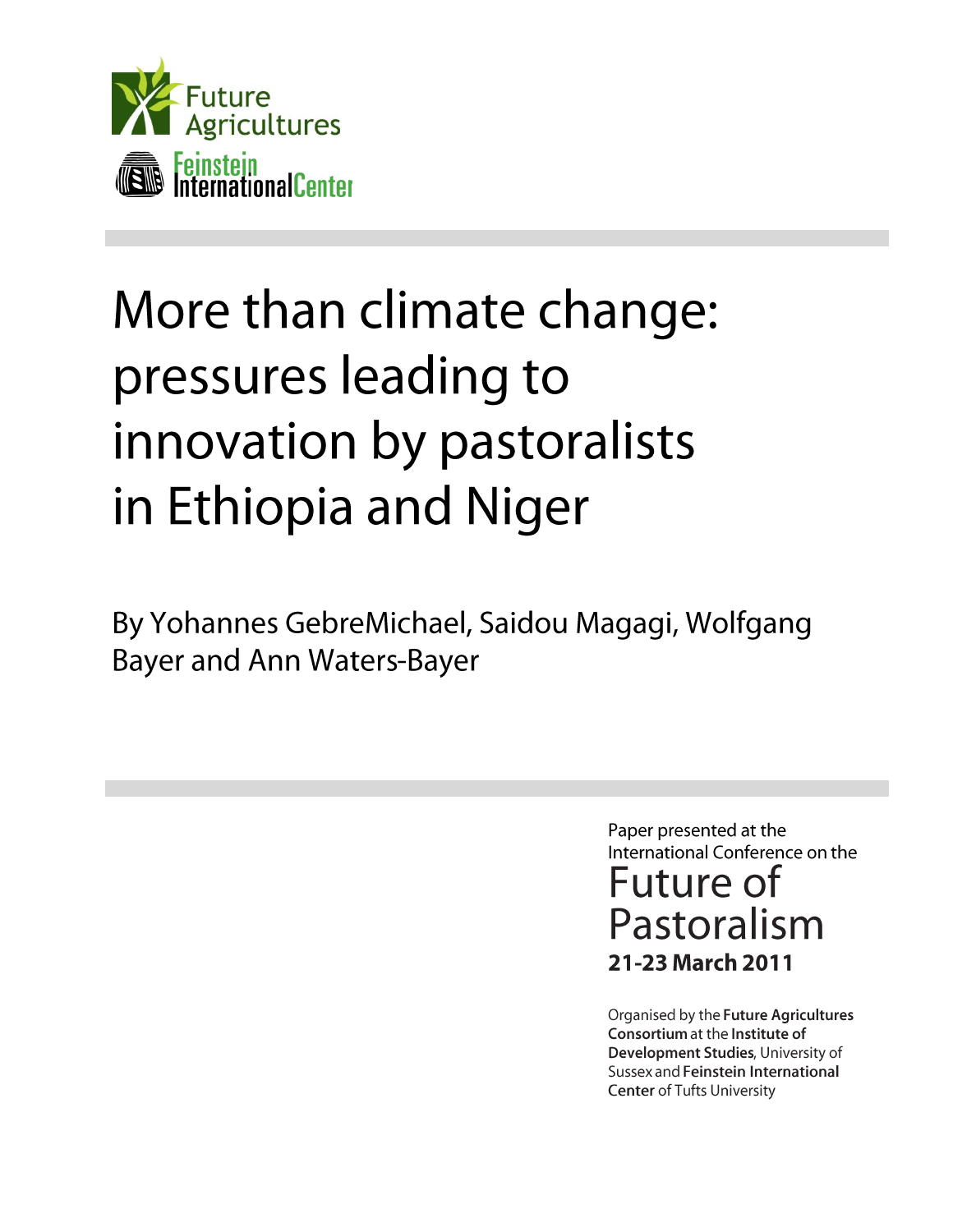Future Agricultures

Feinstein International Center

# More than climate change: pressures leading to innovation by pastoralists in Ethiopia and Niger

By Yohannes GebreMichael, Saidou Magagi, Wolfgang Bayer and Ann Waters-Bayer

Paper presented at the International Conference on the

**Future of Pastoralism**

**21-23 March 2011**

Organised by the **Future Agricultures Consortium** at the **Institute of Development Studies**, University of Sussex and **Feinstein International Center** of Tufts University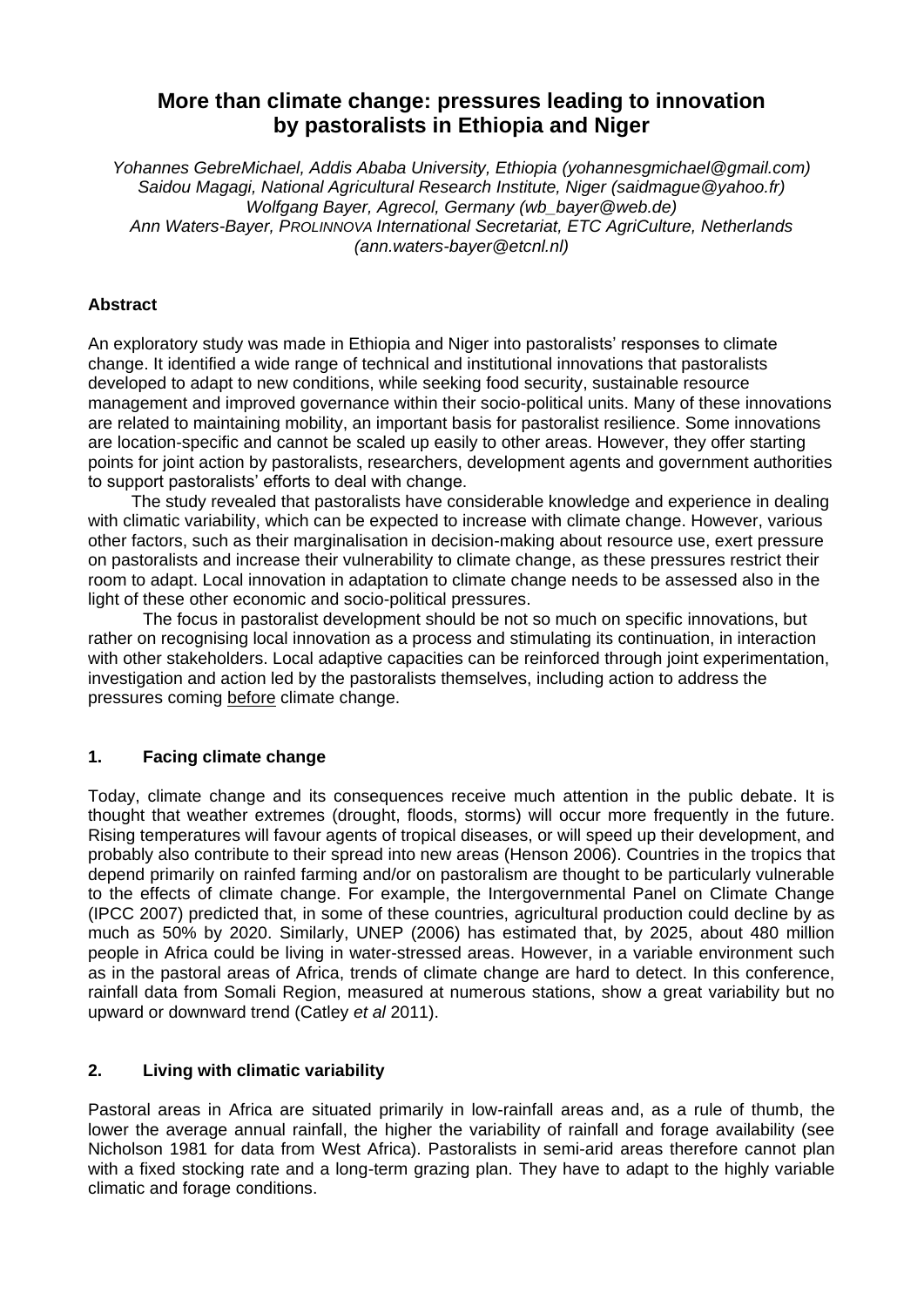# More than climate change: pressures leading to innovation by pastoralists in Ethiopia and Niger

*Yohannes GebreMichael, Addis Ababa University, Ethiopia (yohannesgmichael@gmail.com)*
*Saidou Magagi, National Agricultural Research Institute, Niger (saidmague@yahoo.fr)*
*Wolfgang Bayer, Agrecol, Germany (wb_bayer@web.de)*
*Ann Waters-Bayer, PROLINNOVA International Secretariat, ETC AgriCulture, Netherlands (ann.waters-bayer@etcnl.nl)*

**Abstract**

An exploratory study was made in Ethiopia and Niger into pastoralists' responses to climate change. It identified a wide range of technical and institutional innovations that pastoralists developed to adapt to new conditions, while seeking food security, sustainable resource management and improved governance within their socio-political units. Many of these innovations are related to maintaining mobility, an important basis for pastoralist resilience. Some innovations are location-specific and cannot be scaled up easily to other areas. However, they offer starting points for joint action by pastoralists, researchers, development agents and government authorities to support pastoralists' efforts to deal with change.

The study revealed that pastoralists have considerable knowledge and experience in dealing with climatic variability, which can be expected to increase with climate change. However, various other factors, such as their marginalisation in decision-making about resource use, exert pressure on pastoralists and increase their vulnerability to climate change, as these pressures restrict their room to adapt. Local innovation in adaptation to climate change needs to be assessed also in the light of these other economic and socio-political pressures.

The focus in pastoralist development should be not so much on specific innovations, but rather on recognising local innovation as a process and stimulating its continuation, in interaction with other stakeholders. Local adaptive capacities can be reinforced through joint experimentation, investigation and action led by the pastoralists themselves, including action to address the pressures coming <u>before</u> climate change.

## 1. Facing climate change

Today, climate change and its consequences receive much attention in the public debate. It is thought that weather extremes (drought, floods, storms) will occur more frequently in the future. Rising temperatures will favour agents of tropical diseases, or will speed up their development, and probably also contribute to their spread into new areas (Henson 2006). Countries in the tropics that depend primarily on rainfed farming and/or on pastoralism are thought to be particularly vulnerable to the effects of climate change. For example, the Intergovernmental Panel on Climate Change (IPCC 2007) predicted that, in some of these countries, agricultural production could decline by as much as 50% by 2020. Similarly, UNEP (2006) has estimated that, by 2025, about 480 million people in Africa could be living in water-stressed areas. However, in a variable environment such as in the pastoral areas of Africa, trends of climate change are hard to detect. In this conference, rainfall data from Somali Region, measured at numerous stations, show a great variability but no upward or downward trend (Catley *et al* 2011).

## 2. Living with climatic variability

Pastoral areas in Africa are situated primarily in low-rainfall areas and, as a rule of thumb, the lower the average annual rainfall, the higher the variability of rainfall and forage availability (see Nicholson 1981 for data from West Africa). Pastoralists in semi-arid areas therefore cannot plan with a fixed stocking rate and a long-term grazing plan. They have to adapt to the highly variable climatic and forage conditions.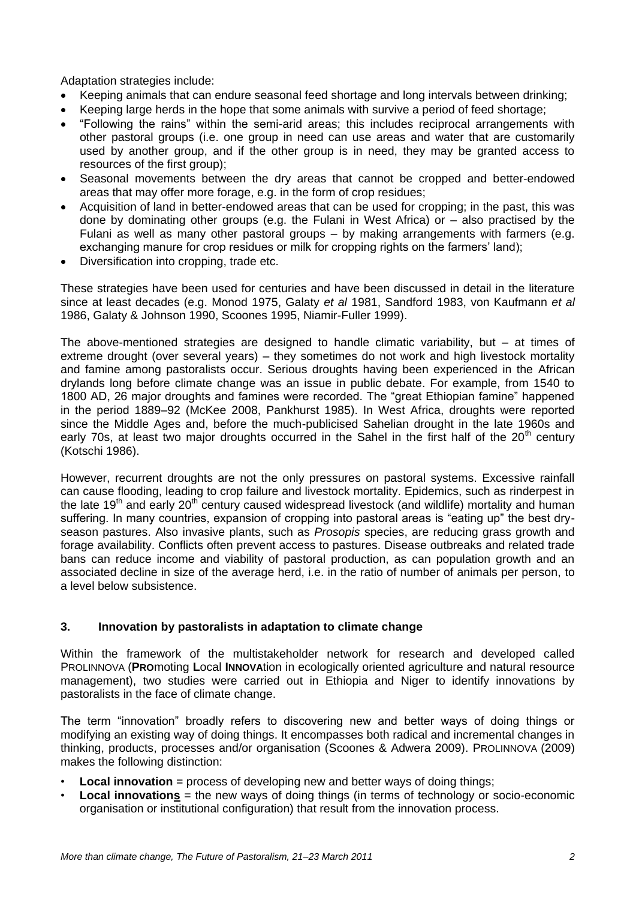Adaptation strategies include:

- Keeping animals that can endure seasonal feed shortage and long intervals between drinking;
- Keeping large herds in the hope that some animals with survive a period of feed shortage;
- "Following the rains" within the semi-arid areas; this includes reciprocal arrangements with other pastoral groups (i.e. one group in need can use areas and water that are customarily used by another group, and if the other group is in need, they may be granted access to resources of the first group);
- Seasonal movements between the dry areas that cannot be cropped and better-endowed areas that may offer more forage, e.g. in the form of crop residues;
- Acquisition of land in better-endowed areas that can be used for cropping; in the past, this was done by dominating other groups (e.g. the Fulani in West Africa) or – also practised by the Fulani as well as many other pastoral groups – by making arrangements with farmers (e.g. exchanging manure for crop residues or milk for cropping rights on the farmers' land);
- Diversification into cropping, trade etc.

These strategies have been used for centuries and have been discussed in detail in the literature since at least decades (e.g. Monod 1975, Galaty *et al* 1981, Sandford 1983, von Kaufmann *et al* 1986, Galaty & Johnson 1990, Scoones 1995, Niamir-Fuller 1999).

The above-mentioned strategies are designed to handle climatic variability, but – at times of extreme drought (over several years) – they sometimes do not work and high livestock mortality and famine among pastoralists occur. Serious droughts having been experienced in the African drylands long before climate change was an issue in public debate. For example, from 1540 to 1800 AD, 26 major droughts and famines were recorded. The "great Ethiopian famine" happened in the period 1889–92 (McKee 2008, Pankhurst 1985). In West Africa, droughts were reported since the Middle Ages and, before the much-publicised Sahelian drought in the late 1960s and early 70s, at least two major droughts occurred in the Sahel in the first half of the 20th century (Kotschi 1986).

However, recurrent droughts are not the only pressures on pastoral systems. Excessive rainfall can cause flooding, leading to crop failure and livestock mortality. Epidemics, such as rinderpest in the late 19th and early 20th century caused widespread livestock (and wildlife) mortality and human suffering. In many countries, expansion of cropping into pastoral areas is "eating up" the best dry-season pastures. Also invasive plants, such as *Prosopis* species, are reducing grass growth and forage availability. Conflicts often prevent access to pastures. Disease outbreaks and related trade bans can reduce income and viability of pastoral production, as can population growth and an associated decline in size of the average herd, i.e. in the ratio of number of animals per person, to a level below subsistence.

## 3. Innovation by pastoralists in adaptation to climate change

Within the framework of the multistakeholder network for research and developed called PROLINNOVA (**PRO**moting **L**ocal **INNOVA**tion in ecologically oriented agriculture and natural resource management), two studies were carried out in Ethiopia and Niger to identify innovations by pastoralists in the face of climate change.

The term "innovation" broadly refers to discovering new and better ways of doing things or modifying an existing way of doing things. It encompasses both radical and incremental changes in thinking, products, processes and/or organisation (Scoones & Adwera 2009). PROLINNOVA (2009) makes the following distinction:

- **Local innovation** = process of developing new and better ways of doing things;
- **Local innovations** = the new ways of doing things (in terms of technology or socio-economic organisation or institutional configuration) that result from the innovation process.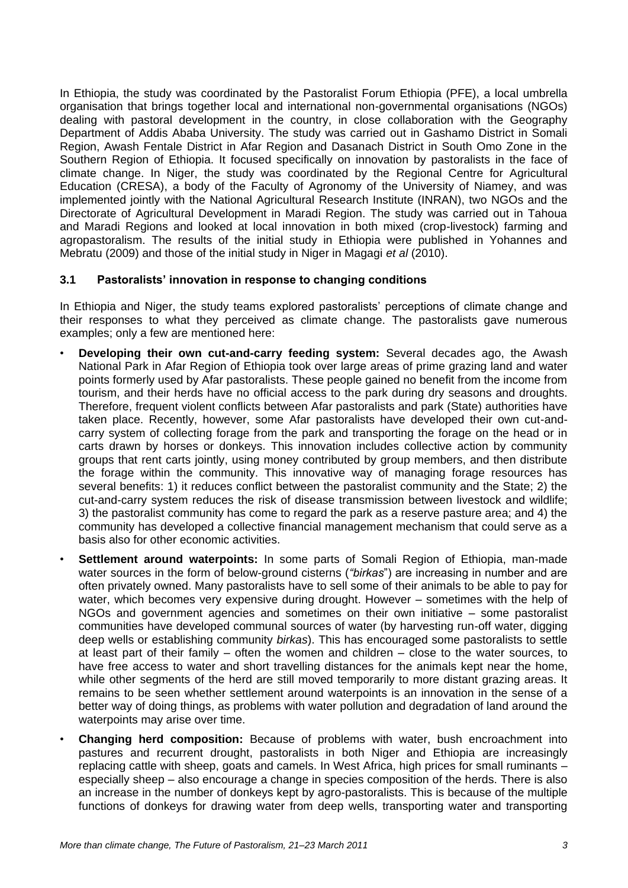In Ethiopia, the study was coordinated by the Pastoralist Forum Ethiopia (PFE), a local umbrella organisation that brings together local and international non-governmental organisations (NGOs) dealing with pastoral development in the country, in close collaboration with the Geography Department of Addis Ababa University. The study was carried out in Gashamo District in Somali Region, Awash Fentale District in Afar Region and Dasanach District in South Omo Zone in the Southern Region of Ethiopia. It focused specifically on innovation by pastoralists in the face of climate change. In Niger, the study was coordinated by the Regional Centre for Agricultural Education (CRESA), a body of the Faculty of Agronomy of the University of Niamey, and was implemented jointly with the National Agricultural Research Institute (INRAN), two NGOs and the Directorate of Agricultural Development in Maradi Region. The study was carried out in Tahoua and Maradi Regions and looked at local innovation in both mixed (crop-livestock) farming and agropastoralism. The results of the initial study in Ethiopia were published in Yohannes and Mebratu (2009) and those of the initial study in Niger in Magagi *et al* (2010).

### 3.1 Pastoralists' innovation in response to changing conditions

In Ethiopia and Niger, the study teams explored pastoralists' perceptions of climate change and their responses to what they perceived as climate change. The pastoralists gave numerous examples; only a few are mentioned here:

- **Developing their own cut-and-carry feeding system:** Several decades ago, the Awash National Park in Afar Region of Ethiopia took over large areas of prime grazing land and water points formerly used by Afar pastoralists. These people gained no benefit from the income from tourism, and their herds have no official access to the park during dry seasons and droughts. Therefore, frequent violent conflicts between Afar pastoralists and park (State) authorities have taken place. Recently, however, some Afar pastoralists have developed their own cut-and-carry system of collecting forage from the park and transporting the forage on the head or in carts drawn by horses or donkeys. This innovation includes collective action by community groups that rent carts jointly, using money contributed by group members, and then distribute the forage within the community. This innovative way of managing forage resources has several benefits: 1) it reduces conflict between the pastoralist community and the State; 2) the cut-and-carry system reduces the risk of disease transmission between livestock and wildlife; 3) the pastoralist community has come to regard the park as a reserve pasture area; and 4) the community has developed a collective financial management mechanism that could serve as a basis also for other economic activities.
- **Settlement around waterpoints:** In some parts of Somali Region of Ethiopia, man-made water sources in the form of below-ground cisterns (*"birkas*") are increasing in number and are often privately owned. Many pastoralists have to sell some of their animals to be able to pay for water, which becomes very expensive during drought. However – sometimes with the help of NGOs and government agencies and sometimes on their own initiative – some pastoralist communities have developed communal sources of water (by harvesting run-off water, digging deep wells or establishing community *birkas*). This has encouraged some pastoralists to settle at least part of their family – often the women and children – close to the water sources, to have free access to water and short travelling distances for the animals kept near the home, while other segments of the herd are still moved temporarily to more distant grazing areas. It remains to be seen whether settlement around waterpoints is an innovation in the sense of a better way of doing things, as problems with water pollution and degradation of land around the waterpoints may arise over time.
- **Changing herd composition:** Because of problems with water, bush encroachment into pastures and recurrent drought, pastoralists in both Niger and Ethiopia are increasingly replacing cattle with sheep, goats and camels. In West Africa, high prices for small ruminants – especially sheep – also encourage a change in species composition of the herds. There is also an increase in the number of donkeys kept by agro-pastoralists. This is because of the multiple functions of donkeys for drawing water from deep wells, transporting water and transporting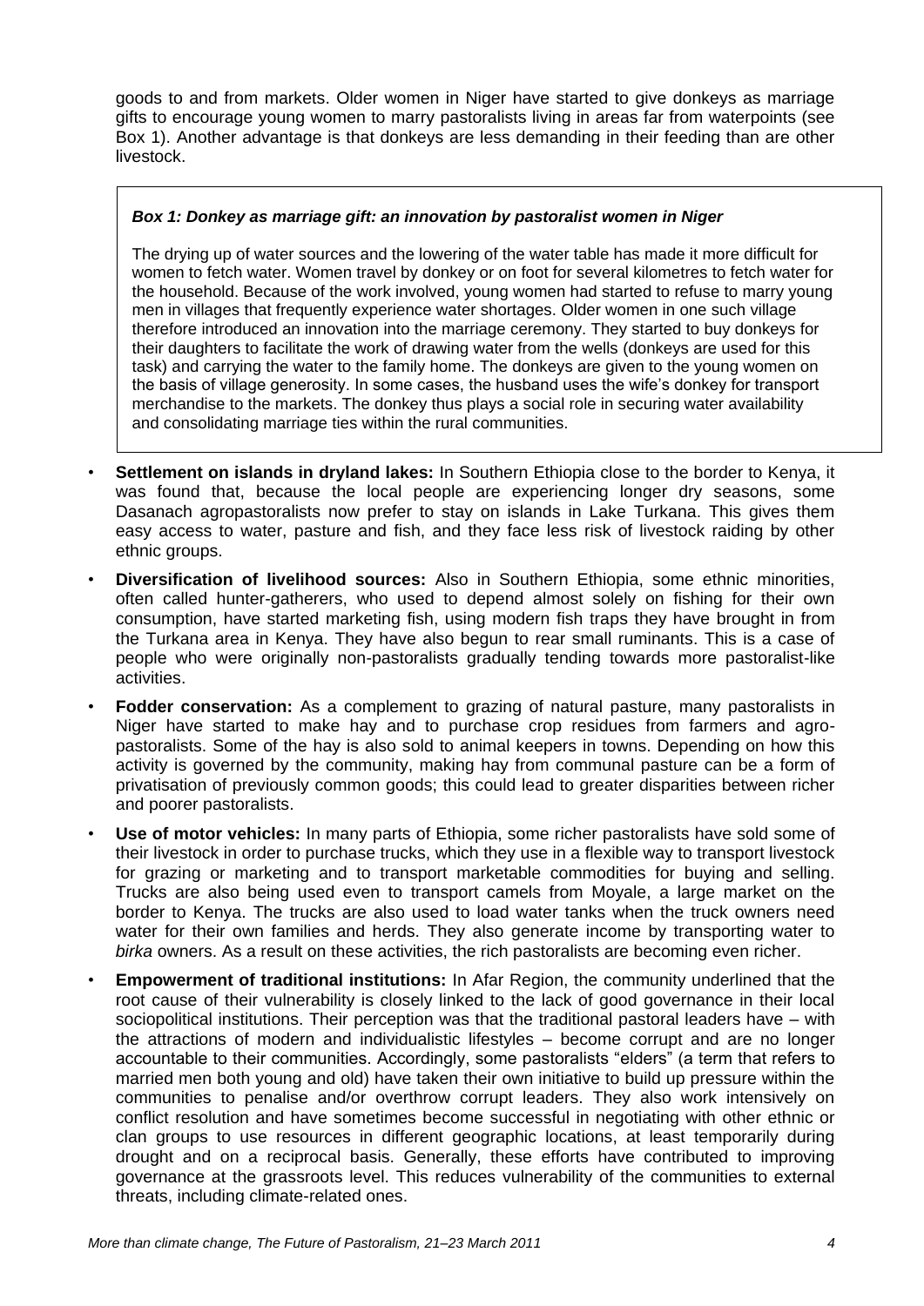goods to and from markets. Older women in Niger have started to give donkeys as marriage gifts to encourage young women to marry pastoralists living in areas far from waterpoints (see Box 1). Another advantage is that donkeys are less demanding in their feeding than are other livestock.

> ***Box 1: Donkey as marriage gift: an innovation by pastoralist women in Niger***
>
> The drying up of water sources and the lowering of the water table has made it more difficult for women to fetch water. Women travel by donkey or on foot for several kilometres to fetch water for the household. Because of the work involved, young women had started to refuse to marry young men in villages that frequently experience water shortages. Older women in one such village therefore introduced an innovation into the marriage ceremony. They started to buy donkeys for their daughters to facilitate the work of drawing water from the wells (donkeys are used for this task) and carrying the water to the family home. The donkeys are given to the young women on the basis of village generosity. In some cases, the husband uses the wife's donkey for transport merchandise to the markets. The donkey thus plays a social role in securing water availability and consolidating marriage ties within the rural communities.

- **Settlement on islands in dryland lakes:** In Southern Ethiopia close to the border to Kenya, it was found that, because the local people are experiencing longer dry seasons, some Dasanach agropastoralists now prefer to stay on islands in Lake Turkana. This gives them easy access to water, pasture and fish, and they face less risk of livestock raiding by other ethnic groups.
- **Diversification of livelihood sources:** Also in Southern Ethiopia, some ethnic minorities, often called hunter-gatherers, who used to depend almost solely on fishing for their own consumption, have started marketing fish, using modern fish traps they have brought in from the Turkana area in Kenya. They have also begun to rear small ruminants. This is a case of people who were originally non-pastoralists gradually tending towards more pastoralist-like activities.
- **Fodder conservation:** As a complement to grazing of natural pasture, many pastoralists in Niger have started to make hay and to purchase crop residues from farmers and agro-pastoralists. Some of the hay is also sold to animal keepers in towns. Depending on how this activity is governed by the community, making hay from communal pasture can be a form of privatisation of previously common goods; this could lead to greater disparities between richer and poorer pastoralists.
- **Use of motor vehicles:** In many parts of Ethiopia, some richer pastoralists have sold some of their livestock in order to purchase trucks, which they use in a flexible way to transport livestock for grazing or marketing and to transport marketable commodities for buying and selling. Trucks are also being used even to transport camels from Moyale, a large market on the border to Kenya. The trucks are also used to load water tanks when the truck owners need water for their own families and herds. They also generate income by transporting water to *birka* owners. As a result on these activities, the rich pastoralists are becoming even richer.
- **Empowerment of traditional institutions:** In Afar Region, the community underlined that the root cause of their vulnerability is closely linked to the lack of good governance in their local sociopolitical institutions. Their perception was that the traditional pastoral leaders have – with the attractions of modern and individualistic lifestyles – become corrupt and are no longer accountable to their communities. Accordingly, some pastoralists "elders" (a term that refers to married men both young and old) have taken their own initiative to build up pressure within the communities to penalise and/or overthrow corrupt leaders. They also work intensively on conflict resolution and have sometimes become successful in negotiating with other ethnic or clan groups to use resources in different geographic locations, at least temporarily during drought and on a reciprocal basis. Generally, these efforts have contributed to improving governance at the grassroots level. This reduces vulnerability of the communities to external threats, including climate-related ones.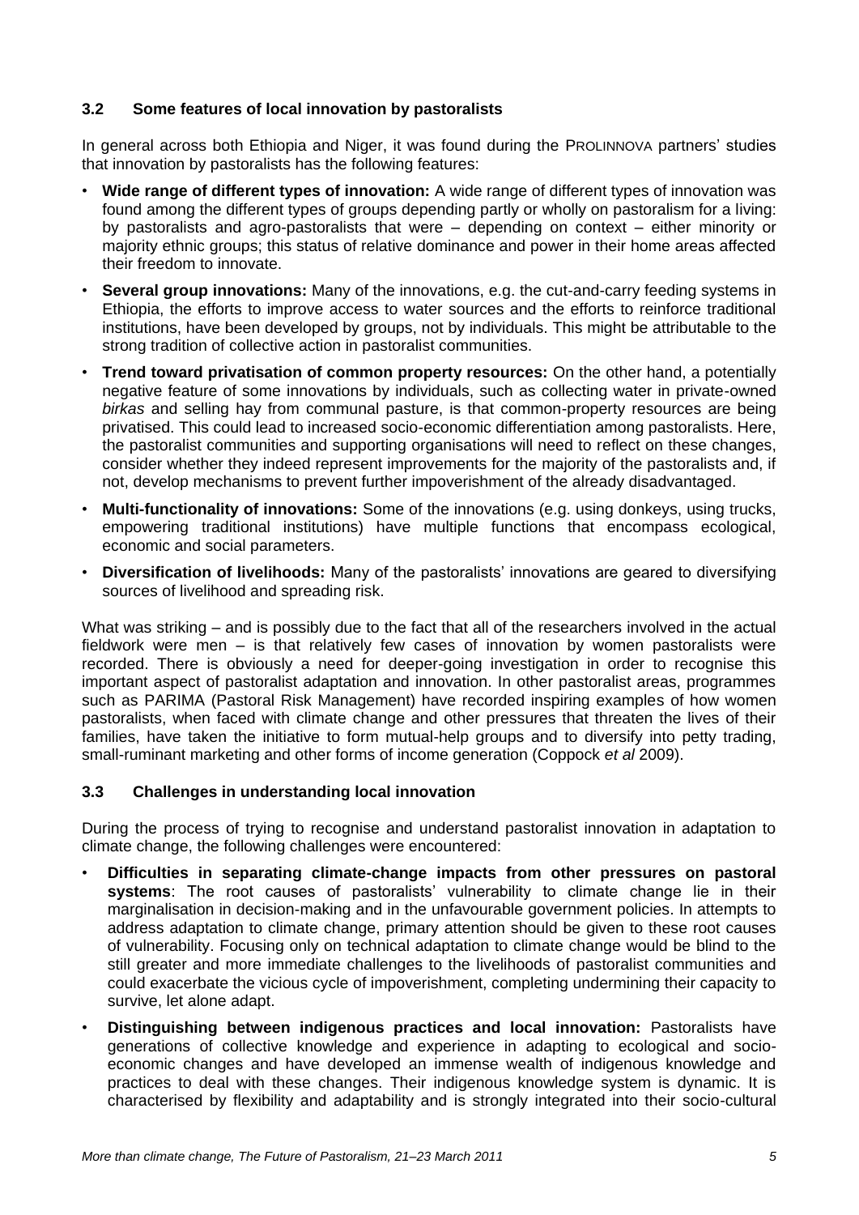### 3.2 Some features of local innovation by pastoralists

In general across both Ethiopia and Niger, it was found during the PROLINNOVA partners' studies that innovation by pastoralists has the following features:

- **Wide range of different types of innovation:** A wide range of different types of innovation was found among the different types of groups depending partly or wholly on pastoralism for a living: by pastoralists and agro-pastoralists that were – depending on context – either minority or majority ethnic groups; this status of relative dominance and power in their home areas affected their freedom to innovate.
- **Several group innovations:** Many of the innovations, e.g. the cut-and-carry feeding systems in Ethiopia, the efforts to improve access to water sources and the efforts to reinforce traditional institutions, have been developed by groups, not by individuals. This might be attributable to the strong tradition of collective action in pastoralist communities.
- **Trend toward privatisation of common property resources:** On the other hand, a potentially negative feature of some innovations by individuals, such as collecting water in private-owned *birkas* and selling hay from communal pasture, is that common-property resources are being privatised. This could lead to increased socio-economic differentiation among pastoralists. Here, the pastoralist communities and supporting organisations will need to reflect on these changes, consider whether they indeed represent improvements for the majority of the pastoralists and, if not, develop mechanisms to prevent further impoverishment of the already disadvantaged.
- **Multi-functionality of innovations:** Some of the innovations (e.g. using donkeys, using trucks, empowering traditional institutions) have multiple functions that encompass ecological, economic and social parameters.
- **Diversification of livelihoods:** Many of the pastoralists' innovations are geared to diversifying sources of livelihood and spreading risk.

What was striking – and is possibly due to the fact that all of the researchers involved in the actual fieldwork were men – is that relatively few cases of innovation by women pastoralists were recorded. There is obviously a need for deeper-going investigation in order to recognise this important aspect of pastoralist adaptation and innovation. In other pastoralist areas, programmes such as PARIMA (Pastoral Risk Management) have recorded inspiring examples of how women pastoralists, when faced with climate change and other pressures that threaten the lives of their families, have taken the initiative to form mutual-help groups and to diversify into petty trading, small-ruminant marketing and other forms of income generation (Coppock *et al* 2009).

### 3.3 Challenges in understanding local innovation

During the process of trying to recognise and understand pastoralist innovation in adaptation to climate change, the following challenges were encountered:

- **Difficulties in separating climate-change impacts from other pressures on pastoral systems**: The root causes of pastoralists' vulnerability to climate change lie in their marginalisation in decision-making and in the unfavourable government policies. In attempts to address adaptation to climate change, primary attention should be given to these root causes of vulnerability. Focusing only on technical adaptation to climate change would be blind to the still greater and more immediate challenges to the livelihoods of pastoralist communities and could exacerbate the vicious cycle of impoverishment, completing undermining their capacity to survive, let alone adapt.
- **Distinguishing between indigenous practices and local innovation:** Pastoralists have generations of collective knowledge and experience in adapting to ecological and socio-economic changes and have developed an immense wealth of indigenous knowledge and practices to deal with these changes. Their indigenous knowledge system is dynamic. It is characterised by flexibility and adaptability and is strongly integrated into their socio-cultural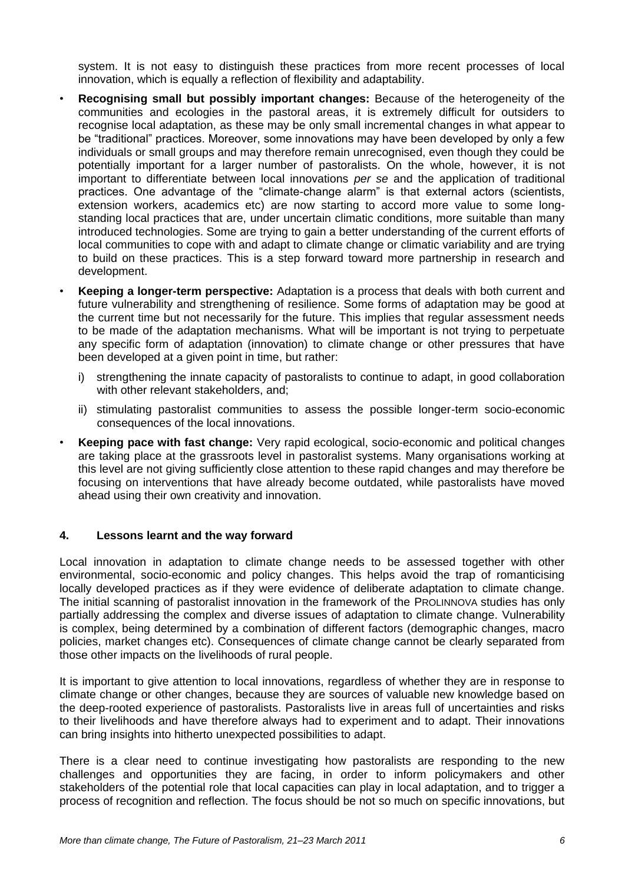system. It is not easy to distinguish these practices from more recent processes of local innovation, which is equally a reflection of flexibility and adaptability.

- **Recognising small but possibly important changes:** Because of the heterogeneity of the communities and ecologies in the pastoral areas, it is extremely difficult for outsiders to recognise local adaptation, as these may be only small incremental changes in what appear to be "traditional" practices. Moreover, some innovations may have been developed by only a few individuals or small groups and may therefore remain unrecognised, even though they could be potentially important for a larger number of pastoralists. On the whole, however, it is not important to differentiate between local innovations *per se* and the application of traditional practices. One advantage of the "climate-change alarm" is that external actors (scientists, extension workers, academics etc) are now starting to accord more value to some long-standing local practices that are, under uncertain climatic conditions, more suitable than many introduced technologies. Some are trying to gain a better understanding of the current efforts of local communities to cope with and adapt to climate change or climatic variability and are trying to build on these practices. This is a step forward toward more partnership in research and development.
- **Keeping a longer-term perspective:** Adaptation is a process that deals with both current and future vulnerability and strengthening of resilience. Some forms of adaptation may be good at the current time but not necessarily for the future. This implies that regular assessment needs to be made of the adaptation mechanisms. What will be important is not trying to perpetuate any specific form of adaptation (innovation) to climate change or other pressures that have been developed at a given point in time, but rather:
  - i) strengthening the innate capacity of pastoralists to continue to adapt, in good collaboration with other relevant stakeholders, and;
  - ii) stimulating pastoralist communities to assess the possible longer-term socio-economic consequences of the local innovations.
- **Keeping pace with fast change:** Very rapid ecological, socio-economic and political changes are taking place at the grassroots level in pastoralist systems. Many organisations working at this level are not giving sufficiently close attention to these rapid changes and may therefore be focusing on interventions that have already become outdated, while pastoralists have moved ahead using their own creativity and innovation.

## 4. Lessons learnt and the way forward

Local innovation in adaptation to climate change needs to be assessed together with other environmental, socio-economic and policy changes. This helps avoid the trap of romanticising locally developed practices as if they were evidence of deliberate adaptation to climate change. The initial scanning of pastoralist innovation in the framework of the PROLINNOVA studies has only partially addressing the complex and diverse issues of adaptation to climate change. Vulnerability is complex, being determined by a combination of different factors (demographic changes, macro policies, market changes etc). Consequences of climate change cannot be clearly separated from those other impacts on the livelihoods of rural people.

It is important to give attention to local innovations, regardless of whether they are in response to climate change or other changes, because they are sources of valuable new knowledge based on the deep-rooted experience of pastoralists. Pastoralists live in areas full of uncertainties and risks to their livelihoods and have therefore always had to experiment and to adapt. Their innovations can bring insights into hitherto unexpected possibilities to adapt.

There is a clear need to continue investigating how pastoralists are responding to the new challenges and opportunities they are facing, in order to inform policymakers and other stakeholders of the potential role that local capacities can play in local adaptation, and to trigger a process of recognition and reflection. The focus should be not so much on specific innovations, but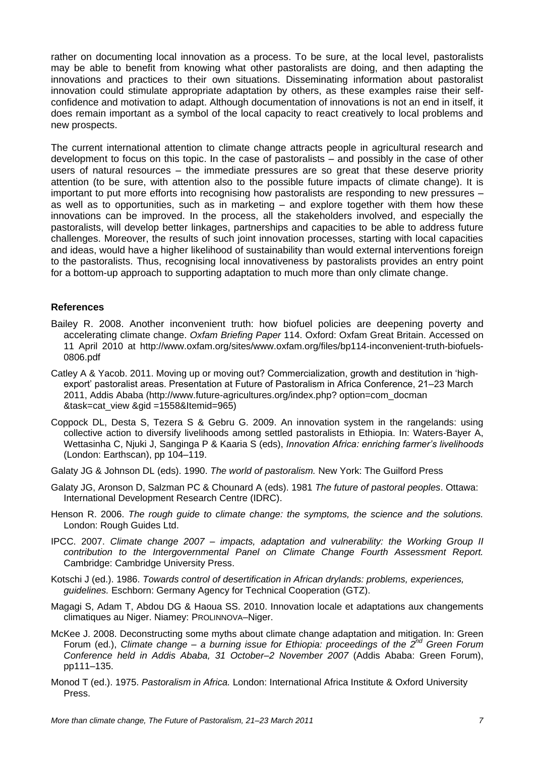rather on documenting local innovation as a process. To be sure, at the local level, pastoralists may be able to benefit from knowing what other pastoralists are doing, and then adapting the innovations and practices to their own situations. Disseminating information about pastoralist innovation could stimulate appropriate adaptation by others, as these examples raise their self-confidence and motivation to adapt. Although documentation of innovations is not an end in itself, it does remain important as a symbol of the local capacity to react creatively to local problems and new prospects.

The current international attention to climate change attracts people in agricultural research and development to focus on this topic. In the case of pastoralists – and possibly in the case of other users of natural resources – the immediate pressures are so great that these deserve priority attention (to be sure, with attention also to the possible future impacts of climate change). It is important to put more efforts into recognising how pastoralists are responding to new pressures – as well as to opportunities, such as in marketing – and explore together with them how these innovations can be improved. In the process, all the stakeholders involved, and especially the pastoralists, will develop better linkages, partnerships and capacities to be able to address future challenges. Moreover, the results of such joint innovation processes, starting with local capacities and ideas, would have a higher likelihood of sustainability than would external interventions foreign to the pastoralists. Thus, recognising local innovativeness by pastoralists provides an entry point for a bottom-up approach to supporting adaptation to much more than only climate change.

## References

Bailey R. 2008. Another inconvenient truth: how biofuel policies are deepening poverty and accelerating climate change. *Oxfam Briefing Paper* 114. Oxford: Oxfam Great Britain. Accessed on 11 April 2010 at http://www.oxfam.org/sites/www.oxfam.org/files/bp114-inconvenient-truth-biofuels-0806.pdf

Catley A & Yacob. 2011. Moving up or moving out? Commercialization, growth and destitution in 'high-export' pastoralist areas. Presentation at Future of Pastoralism in Africa Conference, 21–23 March 2011, Addis Ababa (http://www.future-agricultures.org/index.php? option=com_docman &task=cat_view &gid =1558&Itemid=965)

Coppock DL, Desta S, Tezera S & Gebru G. 2009. An innovation system in the rangelands: using collective action to diversify livelihoods among settled pastoralists in Ethiopia. In: Waters-Bayer A, Wettasinha C, Njuki J, Sanginga P & Kaaria S (eds), *Innovation Africa: enriching farmer's livelihoods* (London: Earthscan), pp 104–119.

Galaty JG & Johnson DL (eds). 1990. *The world of pastoralism.* New York: The Guilford Press

Galaty JG, Aronson D, Salzman PC & Chounard A (eds). 1981 *The future of pastoral peoples*. Ottawa: International Development Research Centre (IDRC).

Henson R. 2006. *The rough guide to climate change: the symptoms, the science and the solutions.* London: Rough Guides Ltd.

IPCC. 2007. *Climate change 2007 – impacts, adaptation and vulnerability: the Working Group II contribution to the Intergovernmental Panel on Climate Change Fourth Assessment Report.* Cambridge: Cambridge University Press.

Kotschi J (ed.). 1986. *Towards control of desertification in African drylands: problems, experiences, guidelines.* Eschborn: Germany Agency for Technical Cooperation (GTZ).

Magagi S, Adam T, Abdou DG & Haoua SS. 2010. Innovation locale et adaptations aux changements climatiques au Niger. Niamey: PROLINNOVA–Niger.

McKee J. 2008. Deconstructing some myths about climate change adaptation and mitigation. In: Green Forum (ed.), *Climate change – a burning issue for Ethiopia: proceedings of the 2nd Green Forum Conference held in Addis Ababa, 31 October–2 November 2007* (Addis Ababa: Green Forum), pp111–135.

Monod T (ed.). 1975. *Pastoralism in Africa.* London: International Africa Institute & Oxford University Press.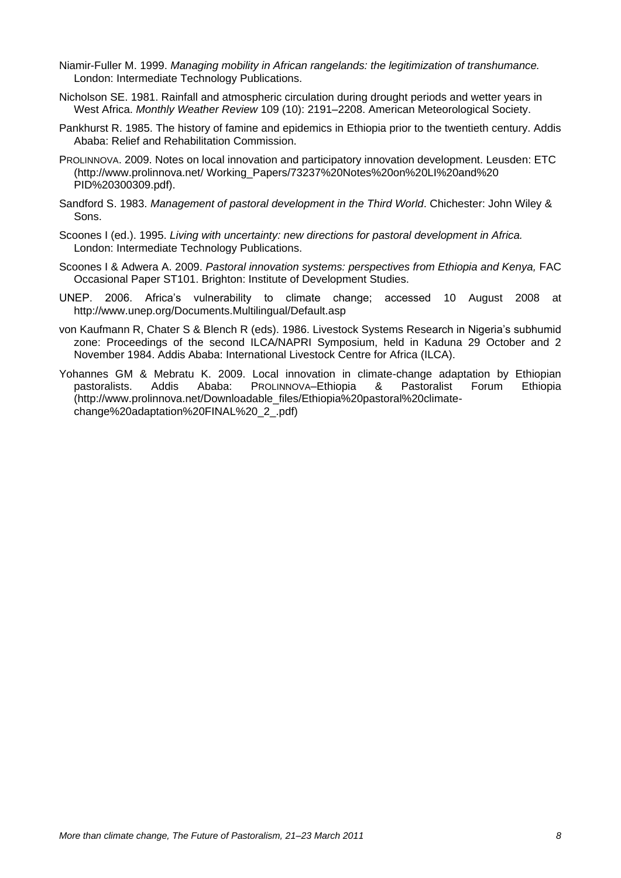Niamir-Fuller M. 1999. *Managing mobility in African rangelands: the legitimization of transhumance.* London: Intermediate Technology Publications.

Nicholson SE. 1981. Rainfall and atmospheric circulation during drought periods and wetter years in West Africa. *Monthly Weather Review* 109 (10): 2191–2208. American Meteorological Society.

Pankhurst R. 1985. The history of famine and epidemics in Ethiopia prior to the twentieth century. Addis Ababa: Relief and Rehabilitation Commission.

PROLINNOVA. 2009. Notes on local innovation and participatory innovation development. Leusden: ETC (http://www.prolinnova.net/ Working_Papers/73237%20Notes%20on%20LI%20and%20 PID%20300309.pdf).

Sandford S. 1983. *Management of pastoral development in the Third World*. Chichester: John Wiley & Sons.

Scoones I (ed.). 1995. *Living with uncertainty: new directions for pastoral development in Africa.* London: Intermediate Technology Publications.

Scoones I & Adwera A. 2009. *Pastoral innovation systems: perspectives from Ethiopia and Kenya,* FAC Occasional Paper ST101. Brighton: Institute of Development Studies.

UNEP. 2006. Africa's vulnerability to climate change; accessed 10 August 2008 at http://www.unep.org/Documents.Multilingual/Default.asp

von Kaufmann R, Chater S & Blench R (eds). 1986. Livestock Systems Research in Nigeria's subhumid zone: Proceedings of the second ILCA/NAPRI Symposium, held in Kaduna 29 October and 2 November 1984. Addis Ababa: International Livestock Centre for Africa (ILCA).

Yohannes GM & Mebratu K. 2009. Local innovation in climate-change adaptation by Ethiopian pastoralists. Addis Ababa: PROLINNOVA–Ethiopia & Pastoralist Forum Ethiopia (http://www.prolinnova.net/Downloadable_files/Ethiopia%20pastoral%20climate-change%20adaptation%20FINAL%20_2_.pdf)